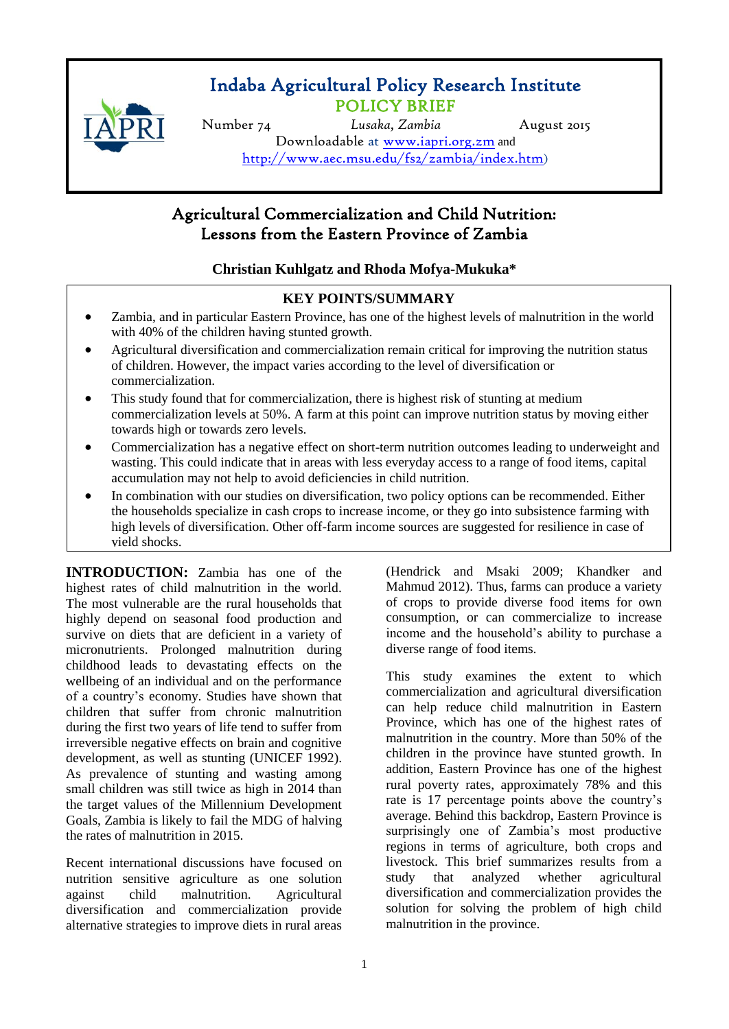# Indaba Agricultural Policy Research Institute

## POLICY BRIEF

Number 74 Lusaka, Zambia August 2015

Downloadable at www.iapri.org.zm and http://www.aec.msu.edu/fs2/zambia/index.htm)

# Agricultural Commercialization and Child Nutrition: Lessons from the Eastern Province of Zambia

**Christian Kuhlgatz and Rhoda Mofya-Mukuka***

## KEY POINTS/SUMMARY

- Zambia, and in particular Eastern Province, has one of the highest levels of malnutrition in the world with 40% of the children having stunted growth.
- Agricultural diversification and commercialization remain critical for improving the nutrition status of children. However, the impact varies according to the level of diversification or commercialization.
- This study found that for commercialization, there is highest risk of stunting at medium commercialization levels at 50%. A farm at this point can improve nutrition status by moving either towards high or towards zero levels.
- Commercialization has a negative effect on short-term nutrition outcomes leading to underweight and wasting. This could indicate that in areas with less everyday access to a range of food items, capital accumulation may not help to avoid deficiencies in child nutrition.
- In combination with our studies on diversification, two policy options can be recommended. Either the households specialize in cash crops to increase income, or they go into subsistence farming with high levels of diversification. Other off-farm income sources are suggested for resilience in case of yield shocks.

**INTRODUCTION:** Zambia has one of the highest rates of child malnutrition in the world. The most vulnerable are the rural households that highly depend on seasonal food production and survive on diets that are deficient in a variety of micronutrients. Prolonged malnutrition during childhood leads to devastating effects on the wellbeing of an individual and on the performance of a country's economy. Studies have shown that children that suffer from chronic malnutrition during the first two years of life tend to suffer from irreversible negative effects on brain and cognitive development, as well as stunting (UNICEF 1992). As prevalence of stunting and wasting among small children was still twice as high in 2014 than the target values of the Millennium Development Goals, Zambia is likely to fail the MDG of halving the rates of malnutrition in 2015.

Recent international discussions have focused on nutrition sensitive agriculture as one solution against child malnutrition. Agricultural diversification and commercialization provide alternative strategies to improve diets in rural areas (Hendrick and Msaki 2009; Khandker and Mahmud 2012). Thus, farms can produce a variety of crops to provide diverse food items for own consumption, or can commercialize to increase income and the household's ability to purchase a diverse range of food items.

This study examines the extent to which commercialization and agricultural diversification can help reduce child malnutrition in Eastern Province, which has one of the highest rates of malnutrition in the country. More than 50% of the children in the province have stunted growth. In addition, Eastern Province has one of the highest rural poverty rates, approximately 78% and this rate is 17 percentage points above the country's average. Behind this backdrop, Eastern Province is surprisingly one of Zambia's most productive regions in terms of agriculture, both crops and livestock. This brief summarizes results from a study that analyzed whether agricultural diversification and commercialization provides the solution for solving the problem of high child malnutrition in the province.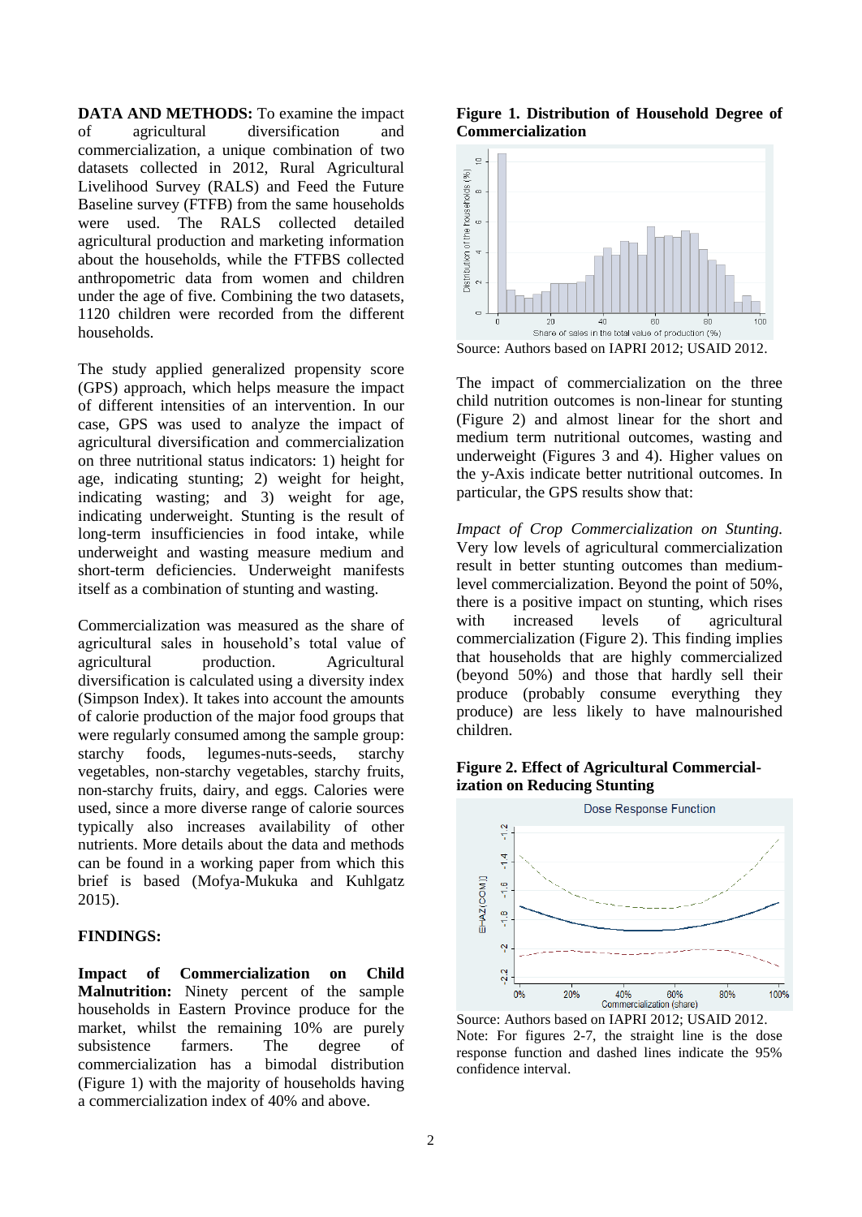**DATA AND METHODS:** To examine the impact of agricultural diversification and commercialization, a unique combination of two datasets collected in 2012, Rural Agricultural Livelihood Survey (RALS) and Feed the Future Baseline survey (FTFB) from the same households were used. The RALS collected detailed agricultural production and marketing information about the households, while the FTFBS collected anthropometric data from women and children under the age of five. Combining the two datasets, 1120 children were recorded from the different households.

The study applied generalized propensity score (GPS) approach, which helps measure the impact of different intensities of an intervention. In our case, GPS was used to analyze the impact of agricultural diversification and commercialization on three nutritional status indicators: 1) height for age, indicating stunting; 2) weight for height, indicating wasting; and 3) weight for age, indicating underweight. Stunting is the result of long-term insufficiencies in food intake, while underweight and wasting measure medium and short-term deficiencies. Underweight manifests itself as a combination of stunting and wasting.

Commercialization was measured as the share of agricultural sales in household's total value of agricultural production. Agricultural diversification is calculated using a diversity index (Simpson Index). It takes into account the amounts of calorie production of the major food groups that were regularly consumed among the sample group: starchy foods, legumes-nuts-seeds, starchy vegetables, non-starchy vegetables, starchy fruits, non-starchy fruits, dairy, and eggs. Calories were used, since a more diverse range of calorie sources typically also increases availability of other nutrients. More details about the data and methods can be found in a working paper from which this brief is based (Mofya-Mukuka and Kuhlgatz 2015).

**FINDINGS:**

**Impact of Commercialization on Child Malnutrition:** Ninety percent of the sample households in Eastern Province produce for the market, whilst the remaining 10% are purely subsistence farmers. The degree of commercialization has a bimodal distribution (Figure 1) with the majority of households having a commercialization index of 40% and above.

**Figure 1. Distribution of Household Degree of Commercialization**

Source: Authors based on IAPRI 2012; USAID 2012.

The impact of commercialization on the three child nutrition outcomes is non-linear for stunting (Figure 2) and almost linear for the short and medium term nutritional outcomes, wasting and underweight (Figures 3 and 4). Higher values on the y-Axis indicate better nutritional outcomes. In particular, the GPS results show that:

*Impact of Crop Commercialization on Stunting.* Very low levels of agricultural commercialization result in better stunting outcomes than medium-level commercialization. Beyond the point of 50%, there is a positive impact on stunting, which rises with increased levels of agricultural commercialization (Figure 2). This finding implies that households that are highly commercialized (beyond 50%) and those that hardly sell their produce (probably consume everything they produce) are less likely to have malnourished children.

**Figure 2. Effect of Agricultural Commercialization on Reducing Stunting**

Source: Authors based on IAPRI 2012; USAID 2012.
Note: For figures 2-7, the straight line is the dose response function and dashed lines indicate the 95% confidence interval.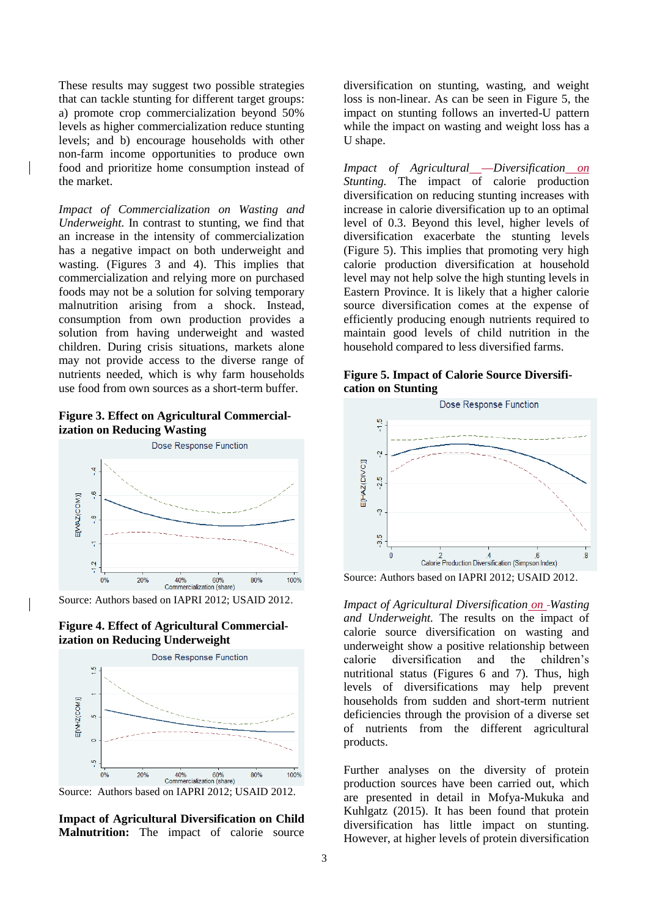These results may suggest two possible strategies that can tackle stunting for different target groups: a) promote crop commercialization beyond 50% levels as higher commercialization reduce stunting levels; and b) encourage households with other non-farm income opportunities to produce own food and prioritize home consumption instead of the market.

*Impact of Commercialization on Wasting and Underweight.* In contrast to stunting, we find that an increase in the intensity of commercialization has a negative impact on both underweight and wasting. (Figures 3 and 4). This implies that commercialization and relying more on purchased foods may not be a solution for solving temporary malnutrition arising from a shock. Instead, consumption from own production provides a solution from having underweight and wasted children. During crisis situations, markets alone may not provide access to the diverse range of nutrients needed, which is why farm households use food from own sources as a short-term buffer.

**Figure 3. Effect on Agricultural Commercialization on Reducing Wasting**

Source: Authors based on IAPRI 2012; USAID 2012.

**Figure 4. Effect of Agricultural Commercialization on Reducing Underweight**

Source: Authors based on IAPRI 2012; USAID 2012.

**Impact of Agricultural Diversification on Child Malnutrition:** The impact of calorie source diversification on stunting, wasting, and weight loss is non-linear. As can be seen in Figure 5, the impact on stunting follows an inverted-U pattern while the impact on wasting and weight loss has a U shape.

*Impact of Agricultural Diversification on Stunting.* The impact of calorie production diversification on reducing stunting increases with increase in calorie diversification up to an optimal level of 0.3. Beyond this level, higher levels of diversification exacerbate the stunting levels (Figure 5). This implies that promoting very high calorie production diversification at household level may not help solve the high stunting levels in Eastern Province. It is likely that a higher calorie source diversification comes at the expense of efficiently producing enough nutrients required to maintain good levels of child nutrition in the household compared to less diversified farms.

**Figure 5. Impact of Calorie Source Diversification on Stunting**

Source: Authors based on IAPRI 2012; USAID 2012.

*Impact of Agricultural Diversification on Wasting and Underweight.* The results on the impact of calorie source diversification on wasting and underweight show a positive relationship between calorie diversification and the children's nutritional status (Figures 6 and 7). Thus, high levels of diversifications may help prevent households from sudden and short-term nutrient deficiencies through the provision of a diverse set of nutrients from the different agricultural products.

Further analyses on the diversity of protein production sources have been carried out, which are presented in detail in Mofya-Mukuka and Kuhlgatz (2015). It has been found that protein diversification has little impact on stunting. However, at higher levels of protein diversification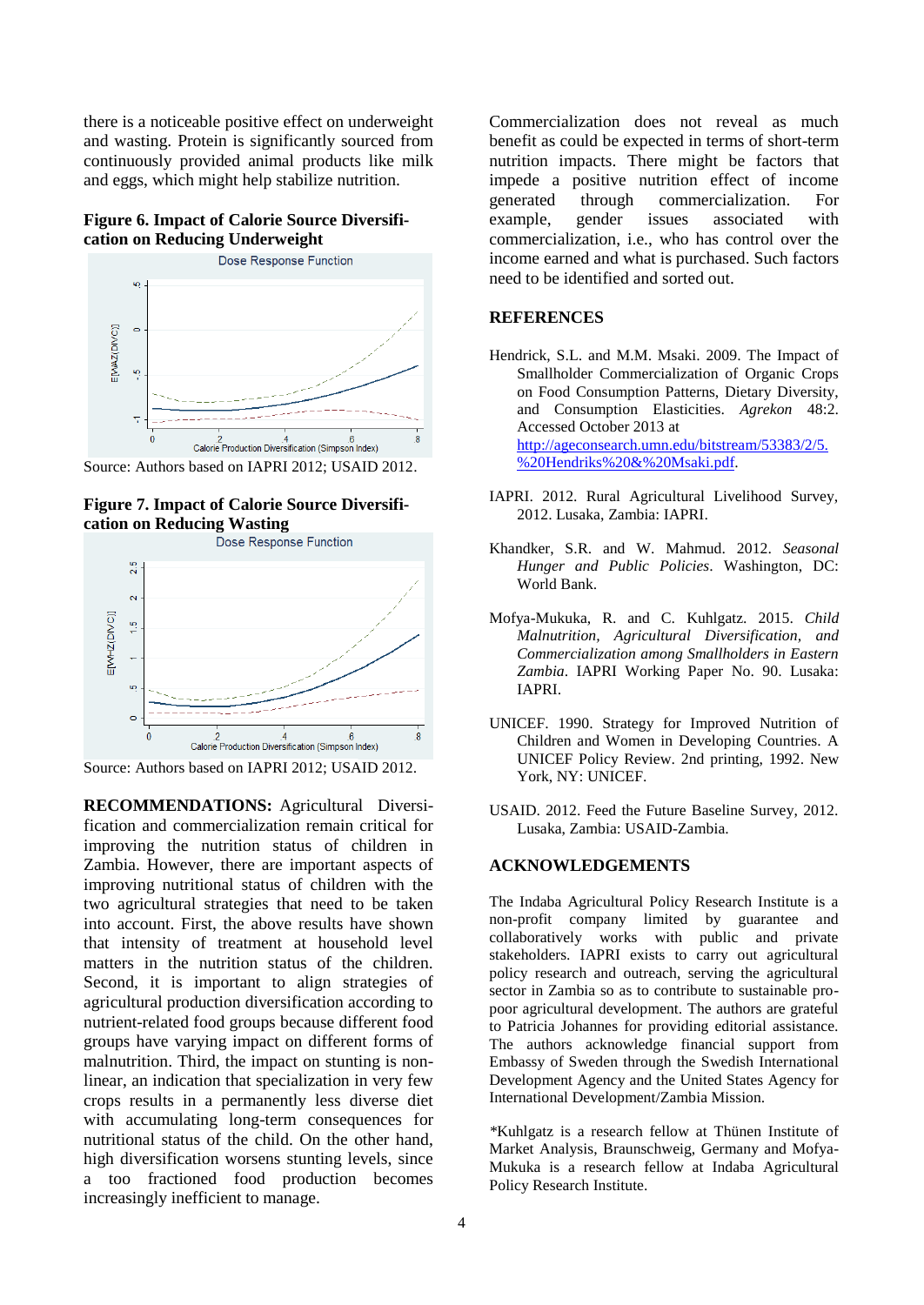there is a noticeable positive effect on underweight and wasting. Protein is significantly sourced from continuously provided animal products like milk and eggs, which might help stabilize nutrition.

**Figure 6. Impact of Calorie Source Diversification on Reducing Underweight**

Dose Response Function

E[WAZ(DIVC)]

.5
0
-.5
-1

0
2
4
6
8

Calorie Production Diversification (Simpson Index)

Source: Authors based on IAPRI 2012; USAID 2012.

**Figure 7. Impact of Calorie Source Diversification on Reducing Wasting**

Dose Response Function

E[WHZ(DIVC)]

2.5
2
1.5
1
.5
0

0
2
4
6
8

Calorie Production Diversification (Simpson Index)

Source: Authors based on IAPRI 2012; USAID 2012.

**RECOMMENDATIONS:** Agricultural Diversification and commercialization remain critical for improving the nutrition status of children in Zambia. However, there are important aspects of improving nutritional status of children with the two agricultural strategies that need to be taken into account. First, the above results have shown that intensity of treatment at household level matters in the nutrition status of the children. Second, it is important to align strategies of agricultural production diversification according to nutrient-related food groups because different food groups have varying impact on different forms of malnutrition. Third, the impact on stunting is non-linear, an indication that specialization in very few crops results in a permanently less diverse diet with accumulating long-term consequences for nutritional status of the child. On the other hand, high diversification worsens stunting levels, since a too fractioned food production becomes increasingly inefficient to manage.

Commercialization does not reveal as much benefit as could be expected in terms of short-term nutrition impacts. There might be factors that impede a positive nutrition effect of income generated through commercialization. For example, gender issues associated with commercialization, i.e., who has control over the income earned and what is purchased. Such factors need to be identified and sorted out.

## REFERENCES

Hendrick, S.L. and M.M. Msaki. 2009. The Impact of Smallholder Commercialization of Organic Crops on Food Consumption Patterns, Dietary Diversity, and Consumption Elasticities. *Agrekon* 48:2. Accessed October 2013 at http://ageconsearch.umn.edu/bitstream/53383/2/5.%20Hendriks%20&%20Msaki.pdf.

IAPRI. 2012. Rural Agricultural Livelihood Survey, 2012. Lusaka, Zambia: IAPRI.

Khandker, S.R. and W. Mahmud. 2012. *Seasonal Hunger and Public Policies*. Washington, DC: World Bank.

Mofya-Mukuka, R. and C. Kuhlgatz. 2015. *Child Malnutrition, Agricultural Diversification, and Commercialization among Smallholders in Eastern Zambia*. IAPRI Working Paper No. 90. Lusaka: IAPRI.

UNICEF. 1990. Strategy for Improved Nutrition of Children and Women in Developing Countries. A UNICEF Policy Review. 2nd printing, 1992. New York, NY: UNICEF.

USAID. 2012. Feed the Future Baseline Survey, 2012. Lusaka, Zambia: USAID-Zambia.

## ACKNOWLEDGEMENTS

The Indaba Agricultural Policy Research Institute is a non-profit company limited by guarantee and collaboratively works with public and private stakeholders. IAPRI exists to carry out agricultural policy research and outreach, serving the agricultural sector in Zambia so as to contribute to sustainable pro-poor agricultural development. The authors are grateful to Patricia Johannes for providing editorial assistance. The authors acknowledge financial support from Embassy of Sweden through the Swedish International Development Agency and the United States Agency for International Development/Zambia Mission.

*Kuhlgatz is a research fellow at Thünen Institute of Market Analysis, Braunschweig, Germany and Mofya-Mukuka is a research fellow at Indaba Agricultural Policy Research Institute.